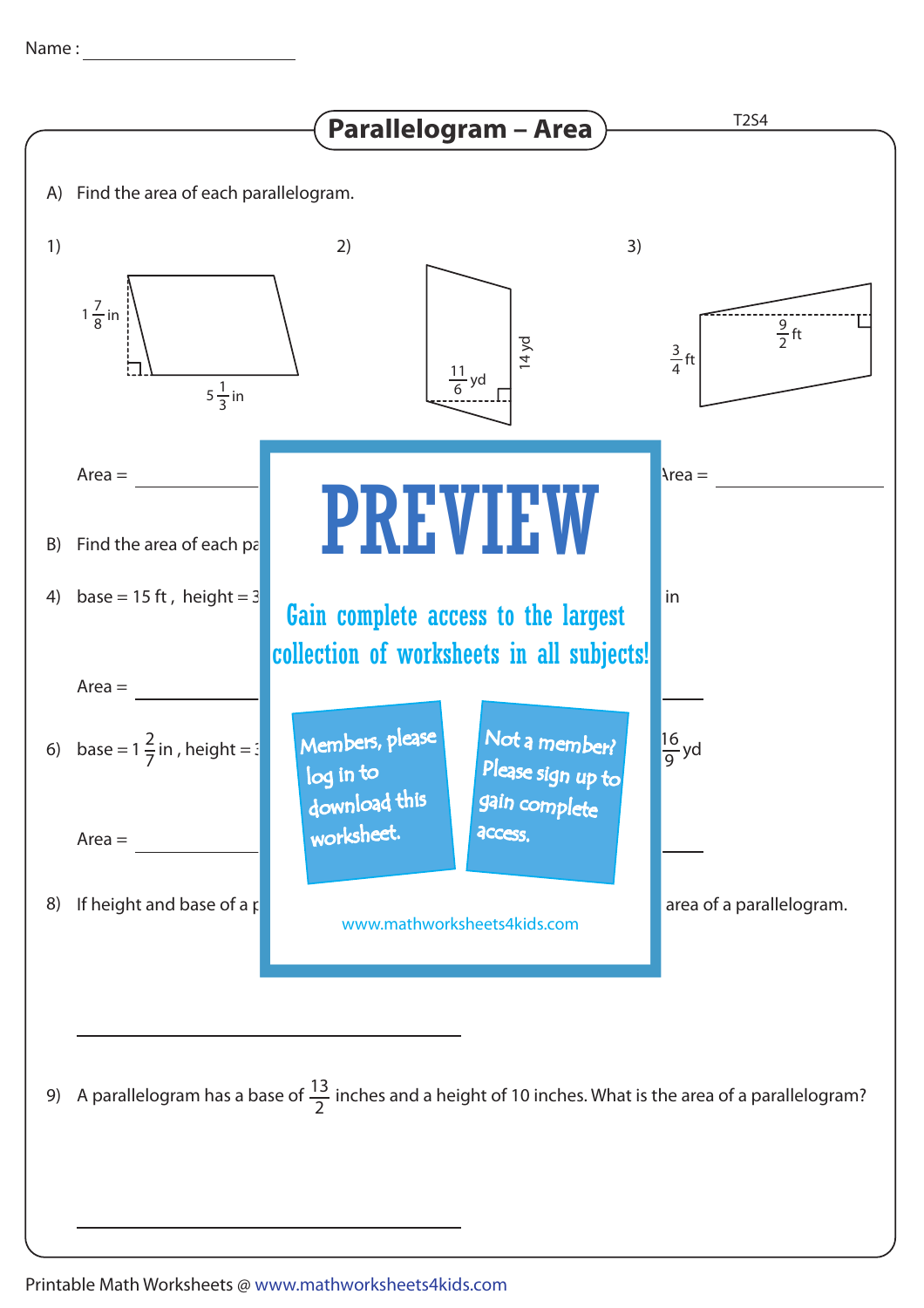Name : ____________________

# Parallelogram – Area

T2S4

A) Find the area of each parallelogram.

1) $1\frac{7}{8}$ in, $5\frac{1}{3}$ in

2) $\frac{11}{6}$ yd, 14 yd

3) $\frac{3}{4}$ ft, $\frac{9}{2}$ ft

Area = ____________ 　　 Area = ____________

B) Find the area of each pa

4) base = 15 ft , height = 3 　　 in

Area = ____________ 　　 ____________

6) base = $1\frac{2}{7}$ in , height = 　　 $\frac{16}{9}$ yd

Area = ____________ 　　 ____________

8) If height and base of a p 　　 area of a parallelogram.

____________________________

9) A parallelogram has a base of $\frac{13}{2}$ inches and a height of 10 inches. What is the area of a parallelogram?

____________________________

PREVIEW

Gain complete access to the largest collection of worksheets in all subjects!

Members, please log in to download this worksheet.

Not a member? Please sign up to gain complete access.

www.mathworksheets4kids.com

Printable Math Worksheets @ www.mathworksheets4kids.com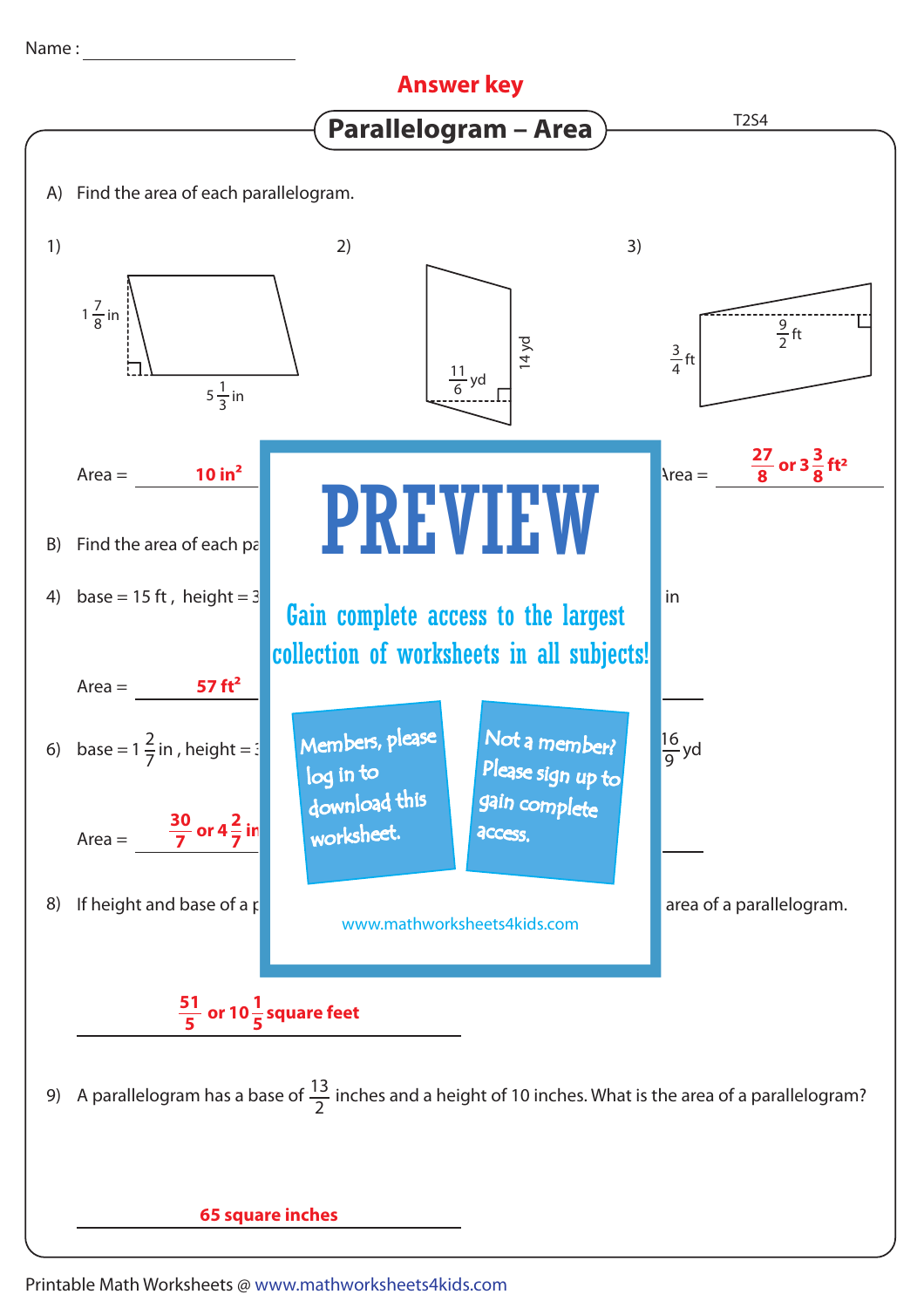Name :

**Answer key**

# Parallelogram – Area

T2S4

A) Find the area of each parallelogram.

1)

$1\frac{7}{8}$ in

$5\frac{1}{3}$ in

2)

14 yd

$\frac{11}{6}$ yd

3)

$\frac{9}{2}$ ft

$\frac{3}{4}$ ft

Area = **10 in²**

Area = **$\frac{27}{8}$ or $3\frac{3}{8}$ ft²**

B) Find the area of each pa

4) base = 15 ft , height = 3

in

Area = **57 ft²**

6) base = $1\frac{2}{7}$ in , height = 3

$\frac{16}{9}$ yd

Area = **$\frac{30}{7}$ or $4\frac{2}{7}$ in**

8) If height and base of a p

area of a parallelogram.

**$\frac{51}{5}$ or $10\frac{1}{5}$ square feet**

9) A parallelogram has a base of $\frac{13}{2}$ inches and a height of 10 inches. What is the area of a parallelogram?

**65 square inches**

PREVIEW

Gain complete access to the largest collection of worksheets in all subjects!

Members, please log in to download this worksheet.

Not a member? Please sign up to gain complete access.

www.mathworksheets4kids.com

Printable Math Worksheets @ www.mathworksheets4kids.com